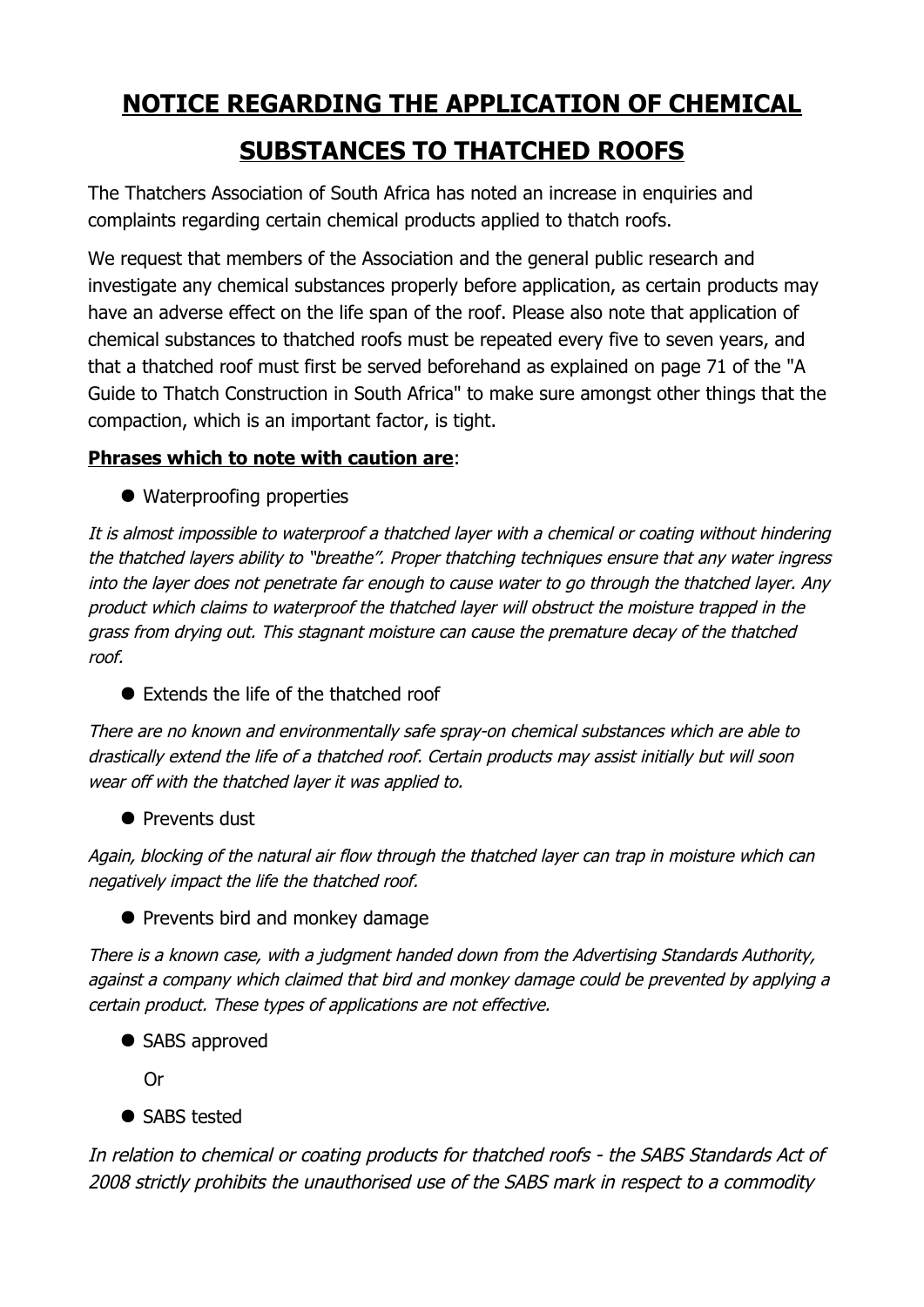# NOTICE REGARDING THE APPLICATION OF CHEMICAL SUBSTANCES TO THATCHED ROOFS

The Thatchers Association of South Africa has noted an increase in enquiries and complaints regarding certain chemical products applied to thatch roofs.

We request that members of the Association and the general public research and investigate any chemical substances properly before application, as certain products may have an adverse effect on the life span of the roof. Please also note that application of chemical substances to thatched roofs must be repeated every five to seven years, and that a thatched roof must first be served beforehand as explained on page 71 of the "A Guide to Thatch Construction in South Africa" to make sure amongst other things that the compaction, which is an important factor, is tight.

**Phrases which to note with caution are**:

- Waterproofing properties

*It is almost impossible to waterproof a thatched layer with a chemical or coating without hindering the thatched layers ability to "breathe". Proper thatching techniques ensure that any water ingress into the layer does not penetrate far enough to cause water to go through the thatched layer. Any product which claims to waterproof the thatched layer will obstruct the moisture trapped in the grass from drying out. This stagnant moisture can cause the premature decay of the thatched roof.*

- Extends the life of the thatched roof

*There are no known and environmentally safe spray-on chemical substances which are able to drastically extend the life of a thatched roof. Certain products may assist initially but will soon wear off with the thatched layer it was applied to.*

- Prevents dust

*Again, blocking of the natural air flow through the thatched layer can trap in moisture which can negatively impact the life the thatched roof.*

- Prevents bird and monkey damage

*There is a known case, with a judgment handed down from the Advertising Standards Authority, against a company which claimed that bird and monkey damage could be prevented by applying a certain product. These types of applications are not effective.*

- SABS approved

  Or

- SABS tested

*In relation to chemical or coating products for thatched roofs - the SABS Standards Act of 2008 strictly prohibits the unauthorised use of the SABS mark in respect to a commodity*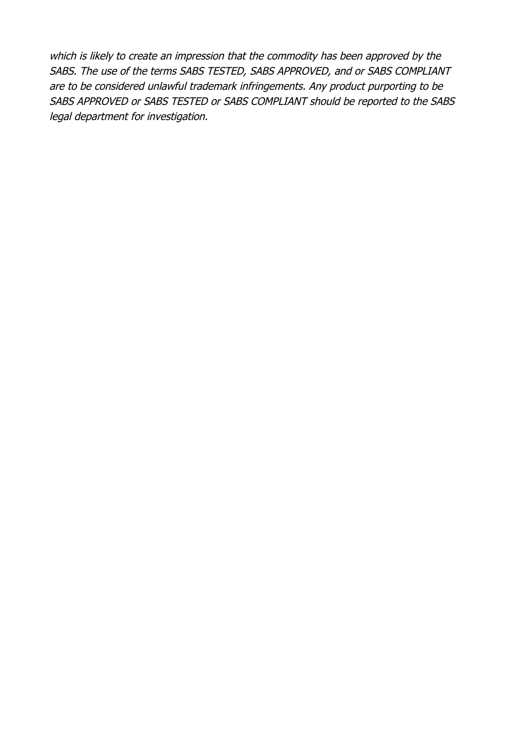*which is likely to create an impression that the commodity has been approved by the SABS. The use of the terms SABS TESTED, SABS APPROVED, and or SABS COMPLIANT are to be considered unlawful trademark infringements. Any product purporting to be SABS APPROVED or SABS TESTED or SABS COMPLIANT should be reported to the SABS legal department for investigation.*